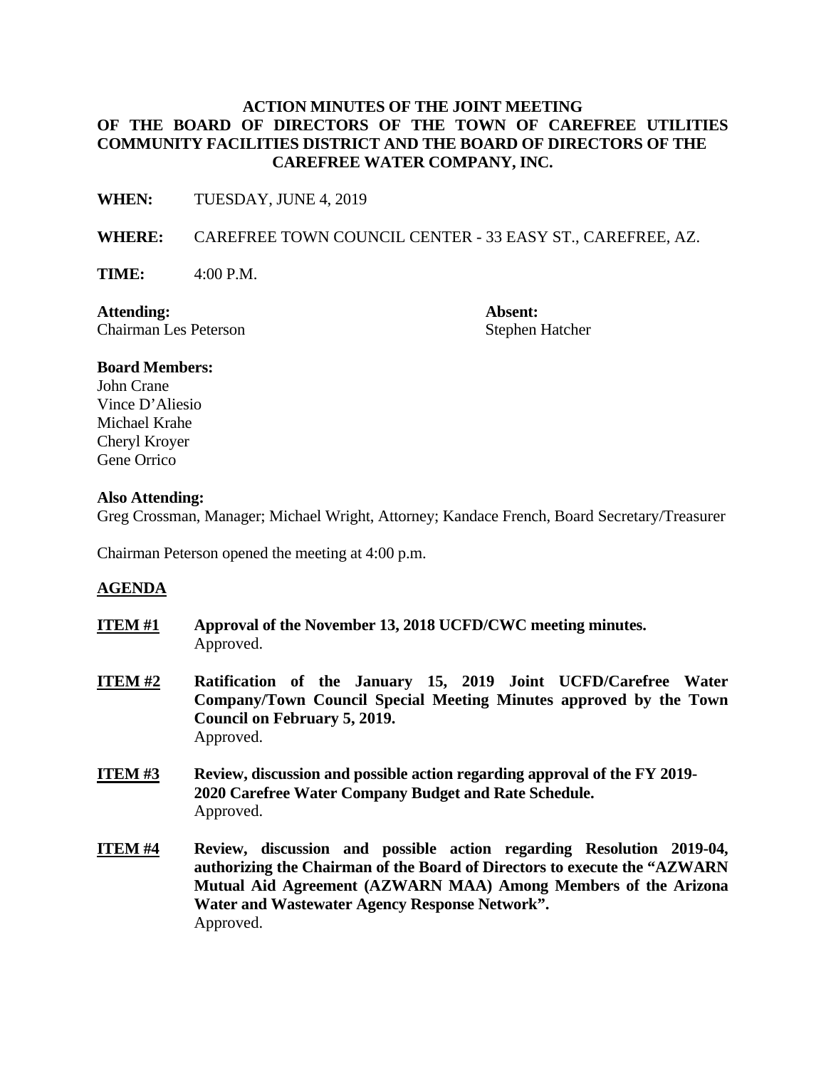# ACTION MINUTES OF THE JOINT MEETING OF THE BOARD OF DIRECTORS OF THE TOWN OF CAREFREE UTILITIES COMMUNITY FACILITIES DISTRICT AND THE BOARD OF DIRECTORS OF THE CAREFREE WATER COMPANY, INC.

**WHEN:** TUESDAY, JUNE 4, 2019

**WHERE:** CAREFREE TOWN COUNCIL CENTER - 33 EASY ST., CAREFREE, AZ.

**TIME:** 4:00 P.M.

**Attending:**
Chairman Les Peterson

**Absent:**
Stephen Hatcher

**Board Members:**
John Crane
Vince D'Aliesio
Michael Krahe
Cheryl Kroyer
Gene Orrico

**Also Attending:**
Greg Crossman, Manager; Michael Wright, Attorney; Kandace French, Board Secretary/Treasurer

Chairman Peterson opened the meeting at 4:00 p.m.

## AGENDA

**ITEM #1** **Approval of the November 13, 2018 UCFD/CWC meeting minutes.**
Approved.

**ITEM #2** **Ratification of the January 15, 2019 Joint UCFD/Carefree Water Company/Town Council Special Meeting Minutes approved by the Town Council on February 5, 2019.**
Approved.

**ITEM #3** **Review, discussion and possible action regarding approval of the FY 2019-2020 Carefree Water Company Budget and Rate Schedule.**
Approved.

**ITEM #4** **Review, discussion and possible action regarding Resolution 2019-04, authorizing the Chairman of the Board of Directors to execute the "AZWARN Mutual Aid Agreement (AZWARN MAA) Among Members of the Arizona Water and Wastewater Agency Response Network".**
Approved.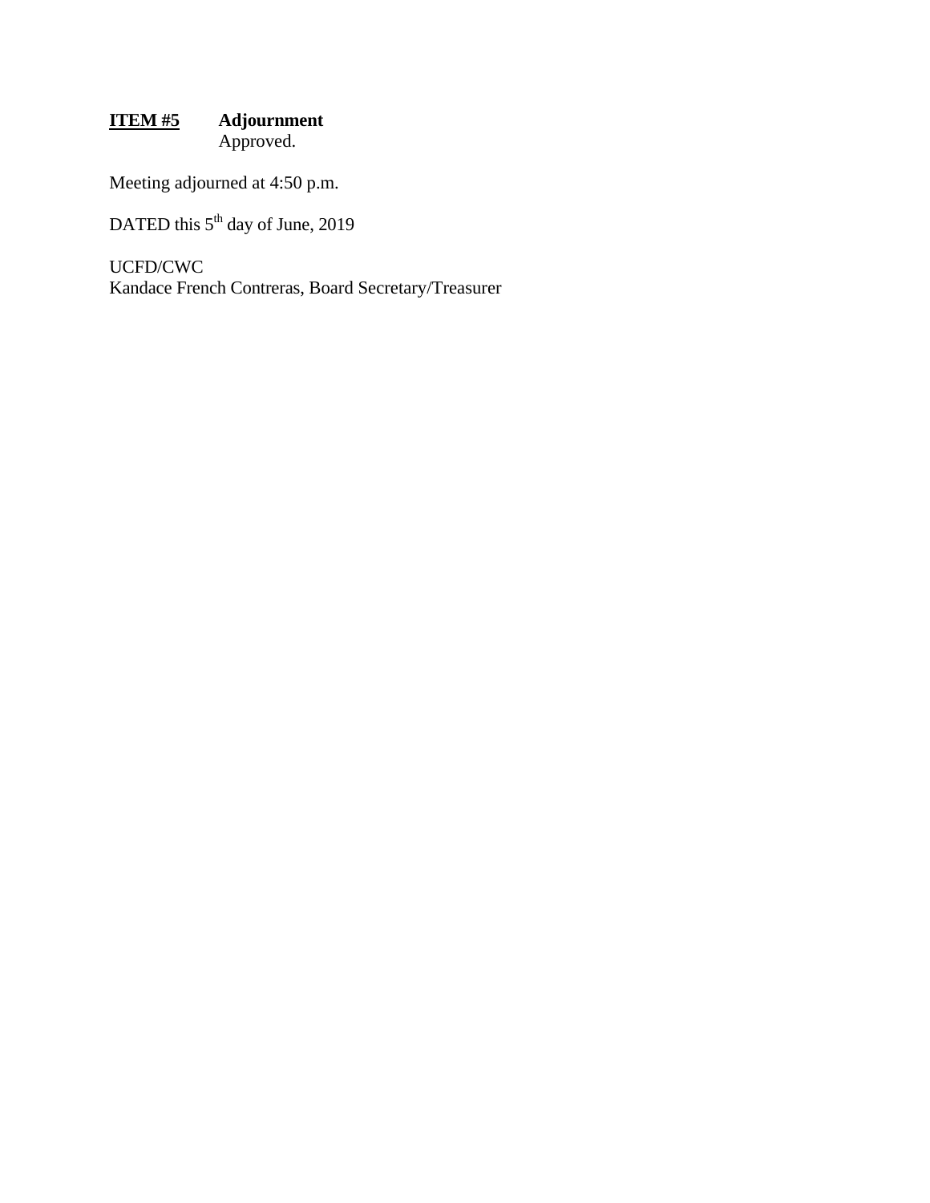**ITEM #5** **Adjournment**
Approved.

Meeting adjourned at 4:50 p.m.

DATED this 5th day of June, 2019

UCFD/CWC
Kandace French Contreras, Board Secretary/Treasurer